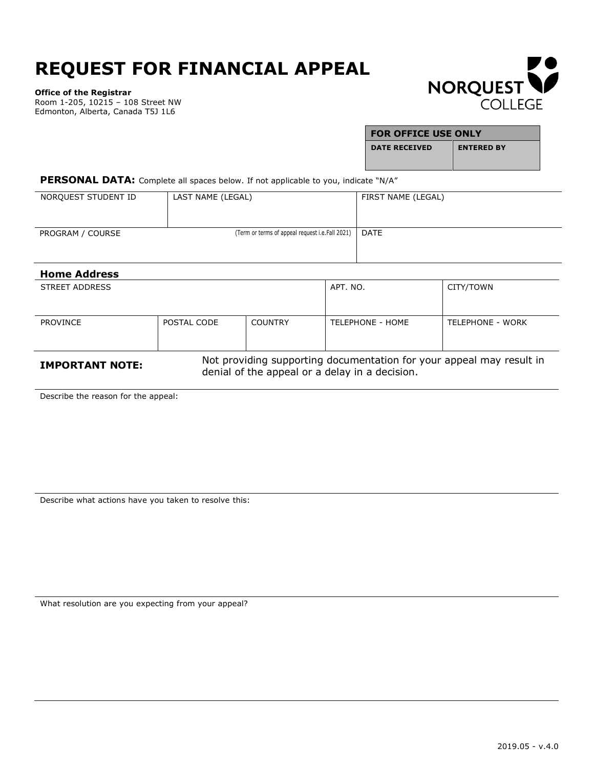# REQUEST FOR FINANCIAL APPEAL

**Office of the Registrar**
Room 1-205, 10215 – 108 Street NW
Edmonton, Alberta, Canada T5J 1L6

NORQUEST COLLEGE

| FOR OFFICE USE ONLY | |
|---|---|
| DATE RECEIVED | ENTERED BY |
| | |

**PERSONAL DATA:** Complete all spaces below. If not applicable to you, indicate "N/A"

| NORQUEST STUDENT ID | LAST NAME (LEGAL) | FIRST NAME (LEGAL) |
|---|---|---|
| | | |
| PROGRAM / COURSE | (Term or terms of appeal request i.e.Fall 2021) | DATE |
| | | |

**Home Address**

| STREET ADDRESS | | | APT. NO. | CITY/TOWN |
|---|---|---|---|---|
| | | | | |
| PROVINCE | POSTAL CODE | COUNTRY | TELEPHONE - HOME | TELEPHONE - WORK |
| | | | | |

**IMPORTANT NOTE:** Not providing supporting documentation for your appeal may result in denial of the appeal or a delay in a decision.

Describe the reason for the appeal:

Describe what actions have you taken to resolve this:

What resolution are you expecting from your appeal?

2019.05 - v.4.0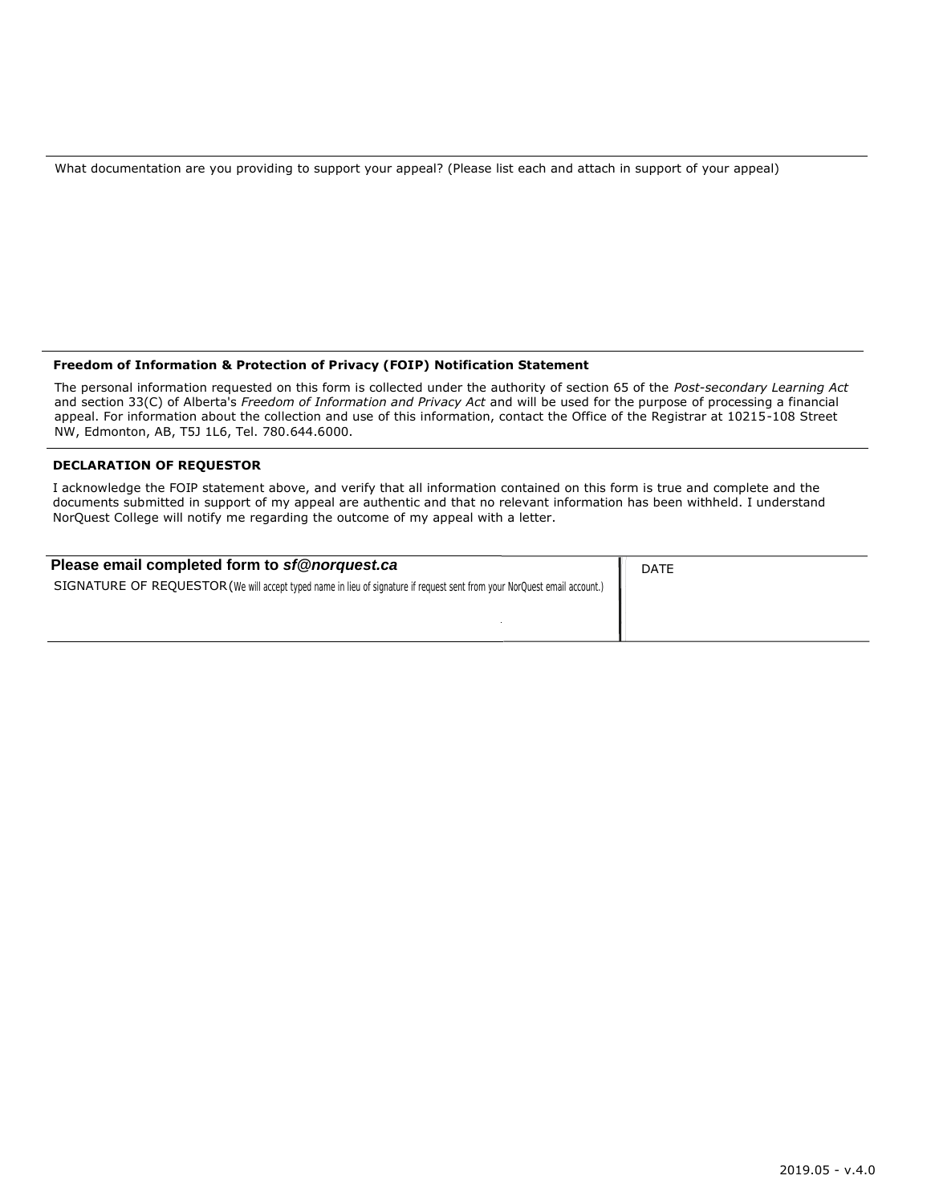What documentation are you providing to support your appeal? (Please list each and attach in support of your appeal)

**Freedom of Information & Protection of Privacy (FOIP) Notification Statement**

The personal information requested on this form is collected under the authority of section 65 of the *Post-secondary Learning Act* and section 33(C) of Alberta's *Freedom of Information and Privacy Act* and will be used for the purpose of processing a financial appeal. For information about the collection and use of this information, contact the Office of the Registrar at 10215-108 Street NW, Edmonton, AB, T5J 1L6, Tel. 780.644.6000.

**DECLARATION OF REQUESTOR**

I acknowledge the FOIP statement above, and verify that all information contained on this form is true and complete and the documents submitted in support of my appeal are authentic and that no relevant information has been withheld. I understand NorQuest College will notify me regarding the outcome of my appeal with a letter.

| | |
|---|---|
| **Please email completed form to *sf@norquest.ca*** <br> SIGNATURE OF REQUESTOR (We will accept typed name in lieu of signature if request sent from your NorQuest email account.) | DATE |

2019.05 - v.4.0